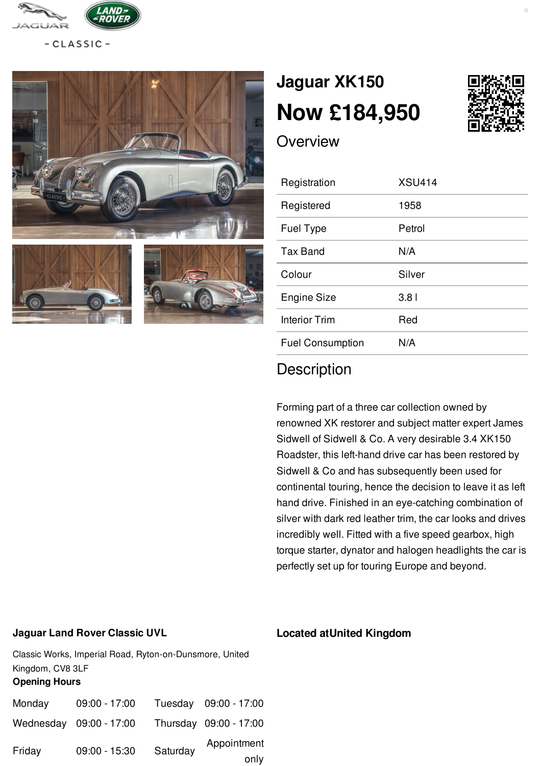# Jaguar XK150

## Now £184,950

### Overview

| | |
|---|---|
| Registration | XSU414 |
| Registered | 1958 |
| Fuel Type | Petrol |
| Tax Band | N/A |
| Colour | Silver |
| Engine Size | 3.8 l |
| Interior Trim | Red |
| Fuel Consumption | N/A |

### Description

Forming part of a three car collection owned by renowned XK restorer and subject matter expert James Sidwell of Sidwell & Co. A very desirable 3.4 XK150 Roadster, this left-hand drive car has been restored by Sidwell & Co and has subsequently been used for continental touring, hence the decision to leave it as left hand drive. Finished in an eye-catching combination of silver with dark red leather trim, the car looks and drives incredibly well. Fitted with a five speed gearbox, high torque starter, dynator and halogen headlights the car is perfectly set up for touring Europe and beyond.

**Jaguar Land Rover Classic UVL**

Classic Works, Imperial Road, Ryton-on-Dunsmore, United Kingdom, CV8 3LF

**Opening Hours**

| | | | |
|---|---|---|---|
| Monday | 09:00 - 17:00 | Tuesday | 09:00 - 17:00 |
| Wednesday | 09:00 - 17:00 | Thursday | 09:00 - 17:00 |
| Friday | 09:00 - 15:30 | Saturday | Appointment only |

**Located atUnited Kingdom**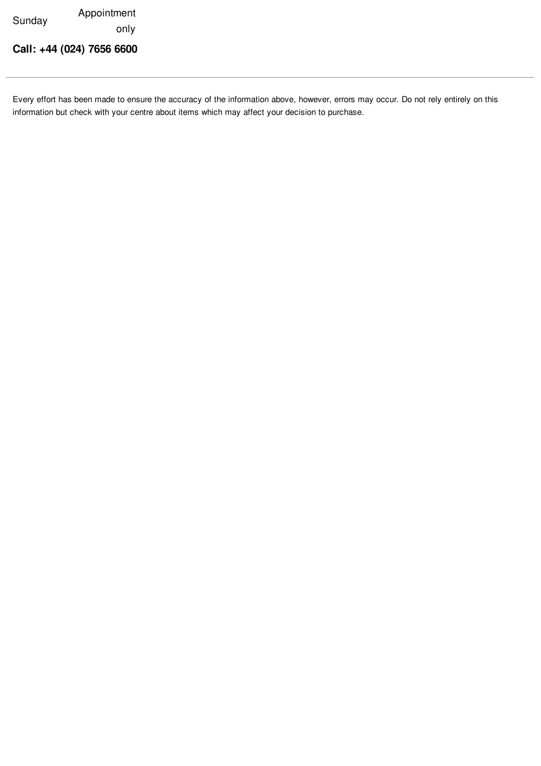| | |
|---|---|
| Sunday | Appointment only |

**Call: +44 (024) 7656 6600**

---

Every effort has been made to ensure the accuracy of the information above, however, errors may occur. Do not rely entirely on this information but check with your centre about items which may affect your decision to purchase.